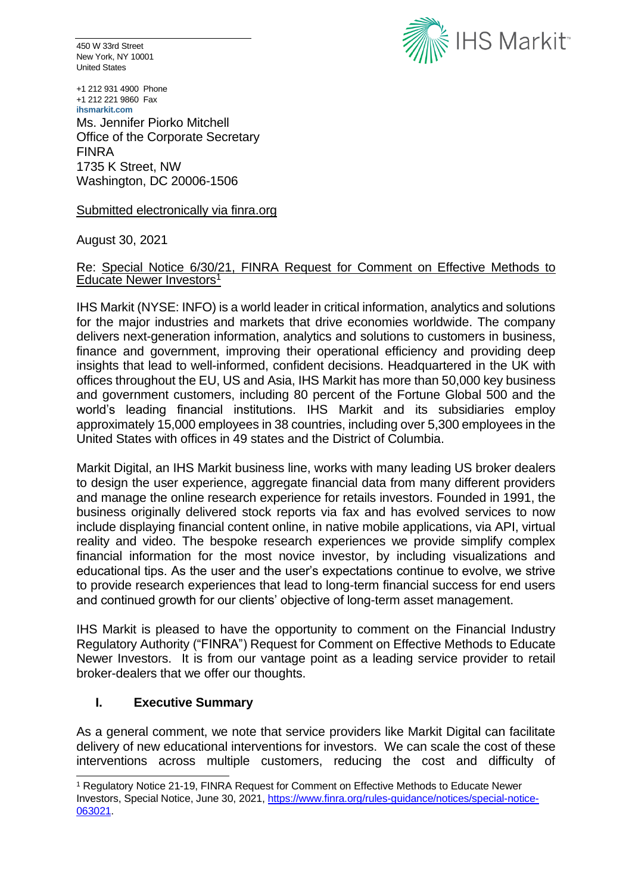450 W 33rd Street
New York, NY 10001
United States

+1 212 931 4900 Phone
+1 212 221 9860 Fax
ihsmarkit.com

IHS Markit

Ms. Jennifer Piorko Mitchell
Office of the Corporate Secretary
FINRA
1735 K Street, NW
Washington, DC 20006-1506

Submitted electronically via finra.org

August 30, 2021

Re: Special Notice 6/30/21, FINRA Request for Comment on Effective Methods to Educate Newer Investors[1]

IHS Markit (NYSE: INFO) is a world leader in critical information, analytics and solutions for the major industries and markets that drive economies worldwide. The company delivers next-generation information, analytics and solutions to customers in business, finance and government, improving their operational efficiency and providing deep insights that lead to well-informed, confident decisions. Headquartered in the UK with offices throughout the EU, US and Asia, IHS Markit has more than 50,000 key business and government customers, including 80 percent of the Fortune Global 500 and the world's leading financial institutions. IHS Markit and its subsidiaries employ approximately 15,000 employees in 38 countries, including over 5,300 employees in the United States with offices in 49 states and the District of Columbia.

Markit Digital, an IHS Markit business line, works with many leading US broker dealers to design the user experience, aggregate financial data from many different providers and manage the online research experience for retails investors. Founded in 1991, the business originally delivered stock reports via fax and has evolved services to now include displaying financial content online, in native mobile applications, via API, virtual reality and video. The bespoke research experiences we provide simplify complex financial information for the most novice investor, by including visualizations and educational tips. As the user and the user's expectations continue to evolve, we strive to provide research experiences that lead to long-term financial success for end users and continued growth for our clients' objective of long-term asset management.

IHS Markit is pleased to have the opportunity to comment on the Financial Industry Regulatory Authority ("FINRA") Request for Comment on Effective Methods to Educate Newer Investors. It is from our vantage point as a leading service provider to retail broker-dealers that we offer our thoughts.

## I. Executive Summary

As a general comment, we note that service providers like Markit Digital can facilitate delivery of new educational interventions for investors. We can scale the cost of these interventions across multiple customers, reducing the cost and difficulty of

[1] Regulatory Notice 21-19, FINRA Request for Comment on Effective Methods to Educate Newer Investors, Special Notice, June 30, 2021, https://www.finra.org/rules-guidance/notices/special-notice-063021.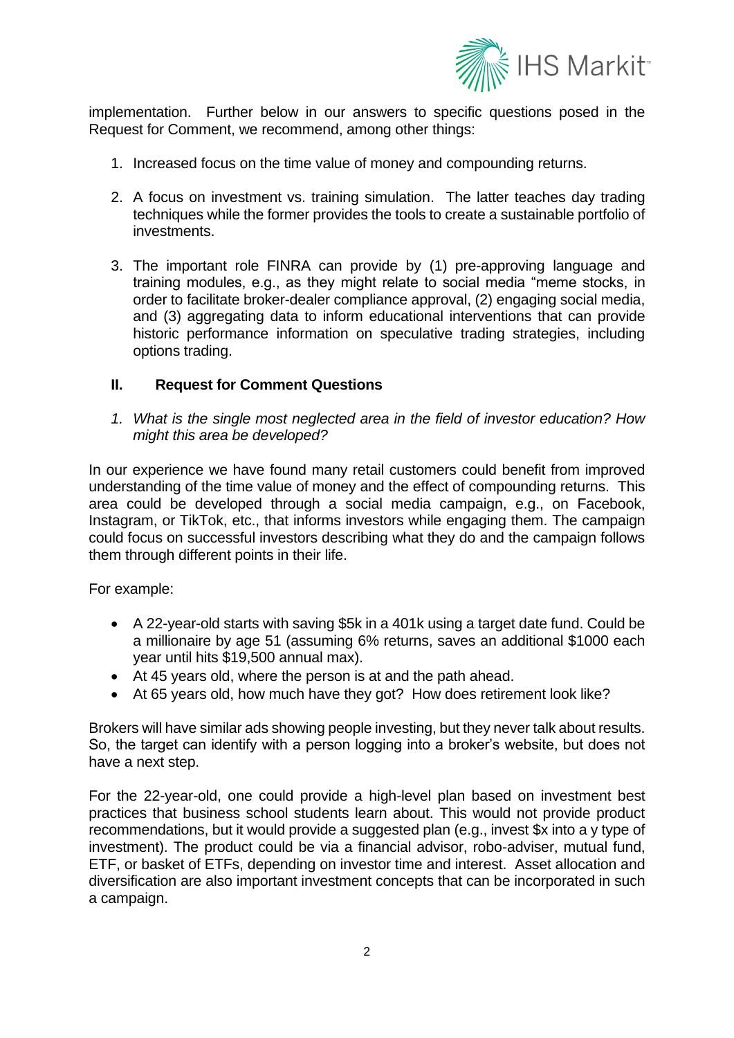implementation. Further below in our answers to specific questions posed in the Request for Comment, we recommend, among other things:

1. Increased focus on the time value of money and compounding returns.

2. A focus on investment vs. training simulation. The latter teaches day trading techniques while the former provides the tools to create a sustainable portfolio of investments.

3. The important role FINRA can provide by (1) pre-approving language and training modules, e.g., as they might relate to social media "meme stocks, in order to facilitate broker-dealer compliance approval, (2) engaging social media, and (3) aggregating data to inform educational interventions that can provide historic performance information on speculative trading strategies, including options trading.

## II. Request for Comment Questions

*1. What is the single most neglected area in the field of investor education? How might this area be developed?*

In our experience we have found many retail customers could benefit from improved understanding of the time value of money and the effect of compounding returns. This area could be developed through a social media campaign, e.g., on Facebook, Instagram, or TikTok, etc., that informs investors while engaging them. The campaign could focus on successful investors describing what they do and the campaign follows them through different points in their life.

For example:

- A 22-year-old starts with saving $5k in a 401k using a target date fund. Could be a millionaire by age 51 (assuming 6% returns, saves an additional $1000 each year until hits $19,500 annual max).
- At 45 years old, where the person is at and the path ahead.
- At 65 years old, how much have they got? How does retirement look like?

Brokers will have similar ads showing people investing, but they never talk about results. So, the target can identify with a person logging into a broker's website, but does not have a next step.

For the 22-year-old, one could provide a high-level plan based on investment best practices that business school students learn about. This would not provide product recommendations, but it would provide a suggested plan (e.g., invest $x into a y type of investment). The product could be via a financial advisor, robo-adviser, mutual fund, ETF, or basket of ETFs, depending on investor time and interest. Asset allocation and diversification are also important investment concepts that can be incorporated in such a campaign.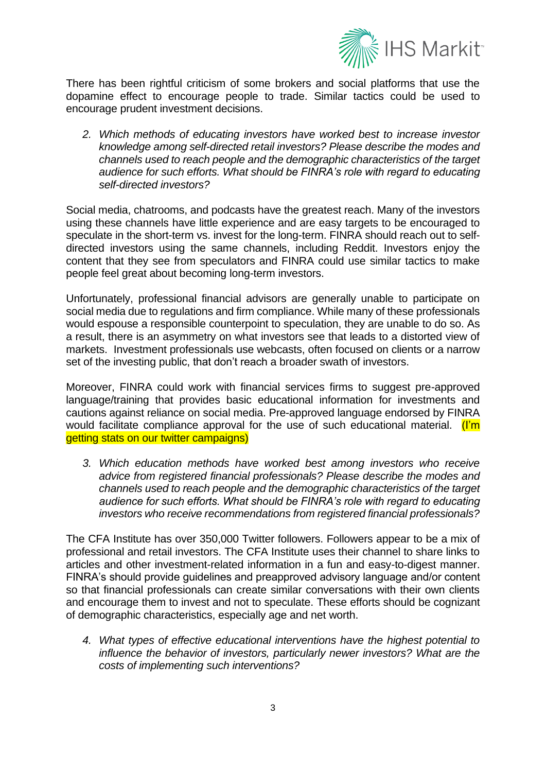There has been rightful criticism of some brokers and social platforms that use the dopamine effect to encourage people to trade. Similar tactics could be used to encourage prudent investment decisions.

2. *Which methods of educating investors have worked best to increase investor knowledge among self-directed retail investors? Please describe the modes and channels used to reach people and the demographic characteristics of the target audience for such efforts. What should be FINRA's role with regard to educating self-directed investors?*

Social media, chatrooms, and podcasts have the greatest reach. Many of the investors using these channels have little experience and are easy targets to be encouraged to speculate in the short-term vs. invest for the long-term. FINRA should reach out to self-directed investors using the same channels, including Reddit. Investors enjoy the content that they see from speculators and FINRA could use similar tactics to make people feel great about becoming long-term investors.

Unfortunately, professional financial advisors are generally unable to participate on social media due to regulations and firm compliance. While many of these professionals would espouse a responsible counterpoint to speculation, they are unable to do so. As a result, there is an asymmetry on what investors see that leads to a distorted view of markets. Investment professionals use webcasts, often focused on clients or a narrow set of the investing public, that don't reach a broader swath of investors.

Moreover, FINRA could work with financial services firms to suggest pre-approved language/training that provides basic educational information for investments and cautions against reliance on social media. Pre-approved language endorsed by FINRA would facilitate compliance approval for the use of such educational material. (I'm getting stats on our twitter campaigns)

3. *Which education methods have worked best among investors who receive advice from registered financial professionals? Please describe the modes and channels used to reach people and the demographic characteristics of the target audience for such efforts. What should be FINRA's role with regard to educating investors who receive recommendations from registered financial professionals?*

The CFA Institute has over 350,000 Twitter followers. Followers appear to be a mix of professional and retail investors. The CFA Institute uses their channel to share links to articles and other investment-related information in a fun and easy-to-digest manner. FINRA's should provide guidelines and preapproved advisory language and/or content so that financial professionals can create similar conversations with their own clients and encourage them to invest and not to speculate. These efforts should be cognizant of demographic characteristics, especially age and net worth.

4. *What types of effective educational interventions have the highest potential to influence the behavior of investors, particularly newer investors? What are the costs of implementing such interventions?*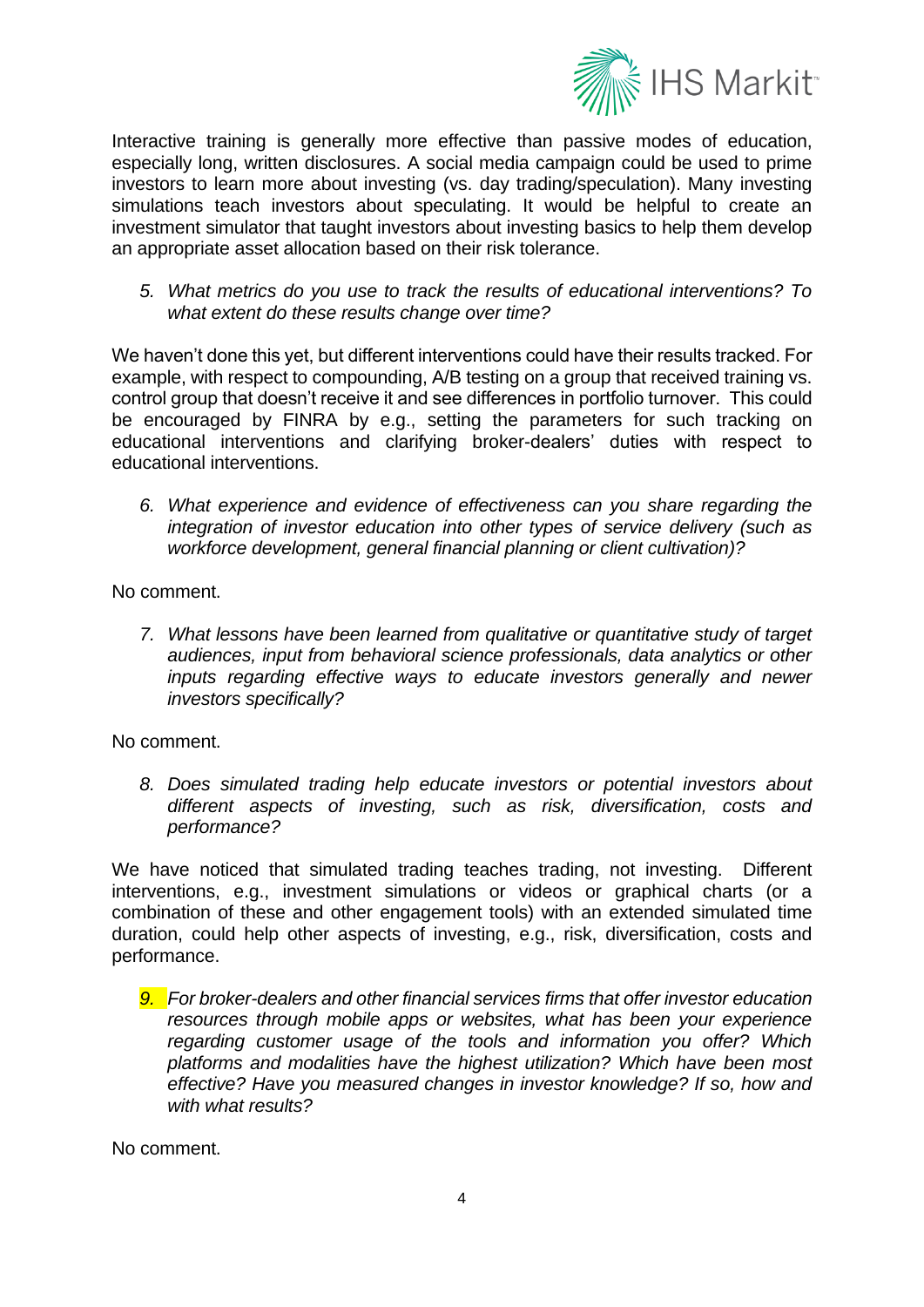Interactive training is generally more effective than passive modes of education, especially long, written disclosures. A social media campaign could be used to prime investors to learn more about investing (vs. day trading/speculation). Many investing simulations teach investors about speculating. It would be helpful to create an investment simulator that taught investors about investing basics to help them develop an appropriate asset allocation based on their risk tolerance.

5. *What metrics do you use to track the results of educational interventions? To what extent do these results change over time?*

We haven't done this yet, but different interventions could have their results tracked. For example, with respect to compounding, A/B testing on a group that received training vs. control group that doesn't receive it and see differences in portfolio turnover. This could be encouraged by FINRA by e.g., setting the parameters for such tracking on educational interventions and clarifying broker-dealers' duties with respect to educational interventions.

6. *What experience and evidence of effectiveness can you share regarding the integration of investor education into other types of service delivery (such as workforce development, general financial planning or client cultivation)?*

No comment.

7. *What lessons have been learned from qualitative or quantitative study of target audiences, input from behavioral science professionals, data analytics or other inputs regarding effective ways to educate investors generally and newer investors specifically?*

No comment.

8. *Does simulated trading help educate investors or potential investors about different aspects of investing, such as risk, diversification, costs and performance?*

We have noticed that simulated trading teaches trading, not investing. Different interventions, e.g., investment simulations or videos or graphical charts (or a combination of these and other engagement tools) with an extended simulated time duration, could help other aspects of investing, e.g., risk, diversification, costs and performance.

9. *For broker-dealers and other financial services firms that offer investor education resources through mobile apps or websites, what has been your experience regarding customer usage of the tools and information you offer? Which platforms and modalities have the highest utilization? Which have been most effective? Have you measured changes in investor knowledge? If so, how and with what results?*

No comment.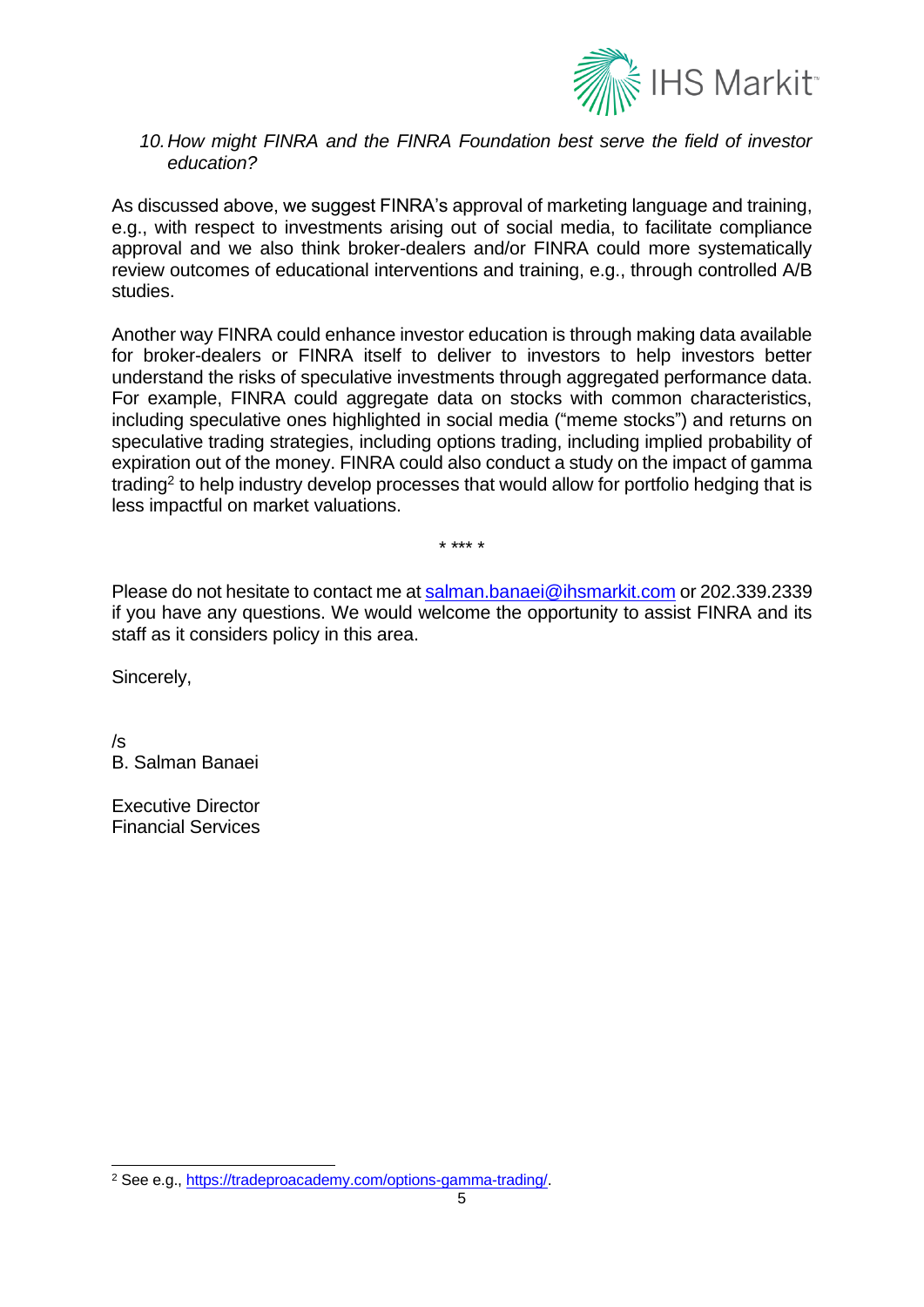*10. How might FINRA and the FINRA Foundation best serve the field of investor education?*

As discussed above, we suggest FINRA's approval of marketing language and training, e.g., with respect to investments arising out of social media, to facilitate compliance approval and we also think broker-dealers and/or FINRA could more systematically review outcomes of educational interventions and training, e.g., through controlled A/B studies.

Another way FINRA could enhance investor education is through making data available for broker-dealers or FINRA itself to deliver to investors to help investors better understand the risks of speculative investments through aggregated performance data. For example, FINRA could aggregate data on stocks with common characteristics, including speculative ones highlighted in social media ("meme stocks") and returns on speculative trading strategies, including options trading, including implied probability of expiration out of the money. FINRA could also conduct a study on the impact of gamma trading[2] to help industry develop processes that would allow for portfolio hedging that is less impactful on market valuations.

\* \*\*\* \*

Please do not hesitate to contact me at salman.banaei@ihsmarkit.com or 202.339.2339 if you have any questions. We would welcome the opportunity to assist FINRA and its staff as it considers policy in this area.

Sincerely,

/s
B. Salman Banaei

Executive Director
Financial Services

---

[2] See e.g., https://tradeproacademy.com/options-gamma-trading/.